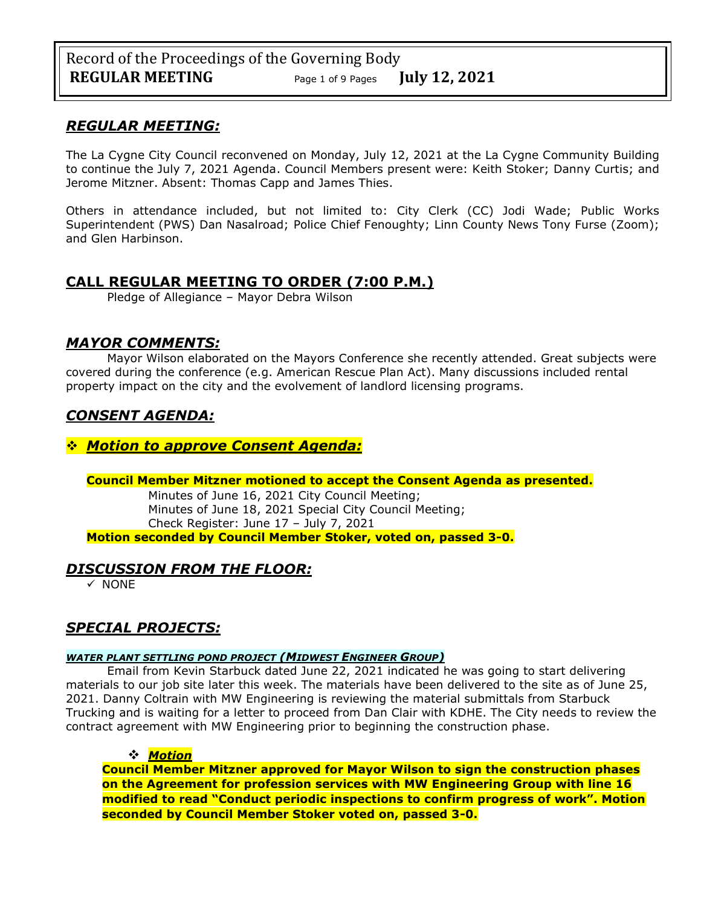## *REGULAR MEETING:*

The La Cygne City Council reconvened on Monday, July 12, 2021 at the La Cygne Community Building to continue the July 7, 2021 Agenda. Council Members present were: Keith Stoker; Danny Curtis; and Jerome Mitzner. Absent: Thomas Capp and James Thies.

Others in attendance included, but not limited to: City Clerk (CC) Jodi Wade; Public Works Superintendent (PWS) Dan Nasalroad; Police Chief Fenoughty; Linn County News Tony Furse (Zoom); and Glen Harbinson.

## CALL REGULAR MEETING TO ORDER (7:00 P.M.)

Pledge of Allegiance – Mayor Debra Wilson

## *MAYOR COMMENTS:*

Mayor Wilson elaborated on the Mayors Conference she recently attended. Great subjects were covered during the conference (e.g. American Rescue Plan Act). Many discussions included rental property impact on the city and the evolvement of landlord licensing programs.

## *CONSENT AGENDA:*

### ❖ *Motion to approve Consent Agenda:*

**Council Member Mitzner motioned to accept the Consent Agenda as presented.**

Minutes of June 16, 2021 City Council Meeting;
Minutes of June 18, 2021 Special City Council Meeting;
Check Register: June 17 – July 7, 2021

**Motion seconded by Council Member Stoker, voted on, passed 3-0.**

## *DISCUSSION FROM THE FLOOR:*

- ✓ NONE

## *SPECIAL PROJECTS:*

#### *WATER PLANT SETTLING POND PROJECT (MIDWEST ENGINEER GROUP)*

Email from Kevin Starbuck dated June 22, 2021 indicated he was going to start delivering materials to our job site later this week. The materials have been delivered to the site as of June 25, 2021. Danny Coltrain with MW Engineering is reviewing the material submittals from Starbuck Trucking and is waiting for a letter to proceed from Dan Clair with KDHE. The City needs to review the contract agreement with MW Engineering prior to beginning the construction phase.

❖ *Motion*

**Council Member Mitzner approved for Mayor Wilson to sign the construction phases on the Agreement for profession services with MW Engineering Group with line 16 modified to read "Conduct periodic inspections to confirm progress of work". Motion seconded by Council Member Stoker voted on, passed 3-0.**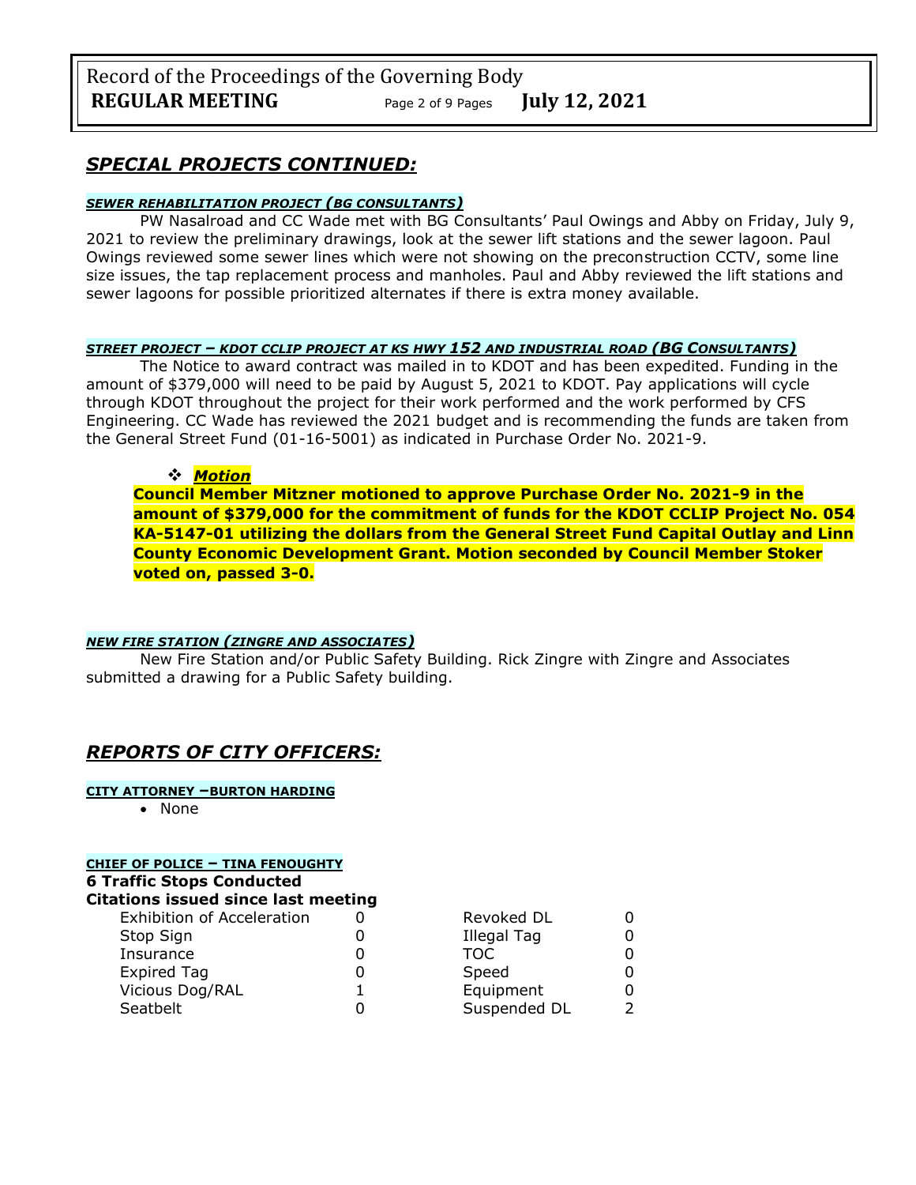## *SPECIAL PROJECTS CONTINUED:*

***SEWER REHABILITATION PROJECT (BG CONSULTANTS)***

PW Nasalroad and CC Wade met with BG Consultants' Paul Owings and Abby on Friday, July 9, 2021 to review the preliminary drawings, look at the sewer lift stations and the sewer lagoon. Paul Owings reviewed some sewer lines which were not showing on the preconstruction CCTV, some line size issues, the tap replacement process and manholes. Paul and Abby reviewed the lift stations and sewer lagoons for possible prioritized alternates if there is extra money available.

***STREET PROJECT – KDOT CCLIP PROJECT AT KS HWY 152 AND INDUSTRIAL ROAD (BG CONSULTANTS)***

The Notice to award contract was mailed in to KDOT and has been expedited. Funding in the amount of $379,000 will need to be paid by August 5, 2021 to KDOT. Pay applications will cycle through KDOT throughout the project for their work performed and the work performed by CFS Engineering. CC Wade has reviewed the 2021 budget and is recommending the funds are taken from the General Street Fund (01-16-5001) as indicated in Purchase Order No. 2021-9.

- ***Motion***

**Council Member Mitzner motioned to approve Purchase Order No. 2021-9 in the amount of $379,000 for the commitment of funds for the KDOT CCLIP Project No. 054 KA-5147-01 utilizing the dollars from the General Street Fund Capital Outlay and Linn County Economic Development Grant. Motion seconded by Council Member Stoker voted on, passed 3-0.**

***NEW FIRE STATION (ZINGRE AND ASSOCIATES)***

New Fire Station and/or Public Safety Building. Rick Zingre with Zingre and Associates submitted a drawing for a Public Safety building.

## *REPORTS OF CITY OFFICERS:*

**CITY ATTORNEY –BURTON HARDING**

- None

**CHIEF OF POLICE – TINA FENOUGHTY**

**6 Traffic Stops Conducted**

**Citations issued since last meeting**

| | | | |
|---|---|---|---|
| Exhibition of Acceleration | 0 | Revoked DL | 0 |
| Stop Sign | 0 | Illegal Tag | 0 |
| Insurance | 0 | TOC | 0 |
| Expired Tag | 0 | Speed | 0 |
| Vicious Dog/RAL | 1 | Equipment | 0 |
| Seatbelt | 0 | Suspended DL | 2 |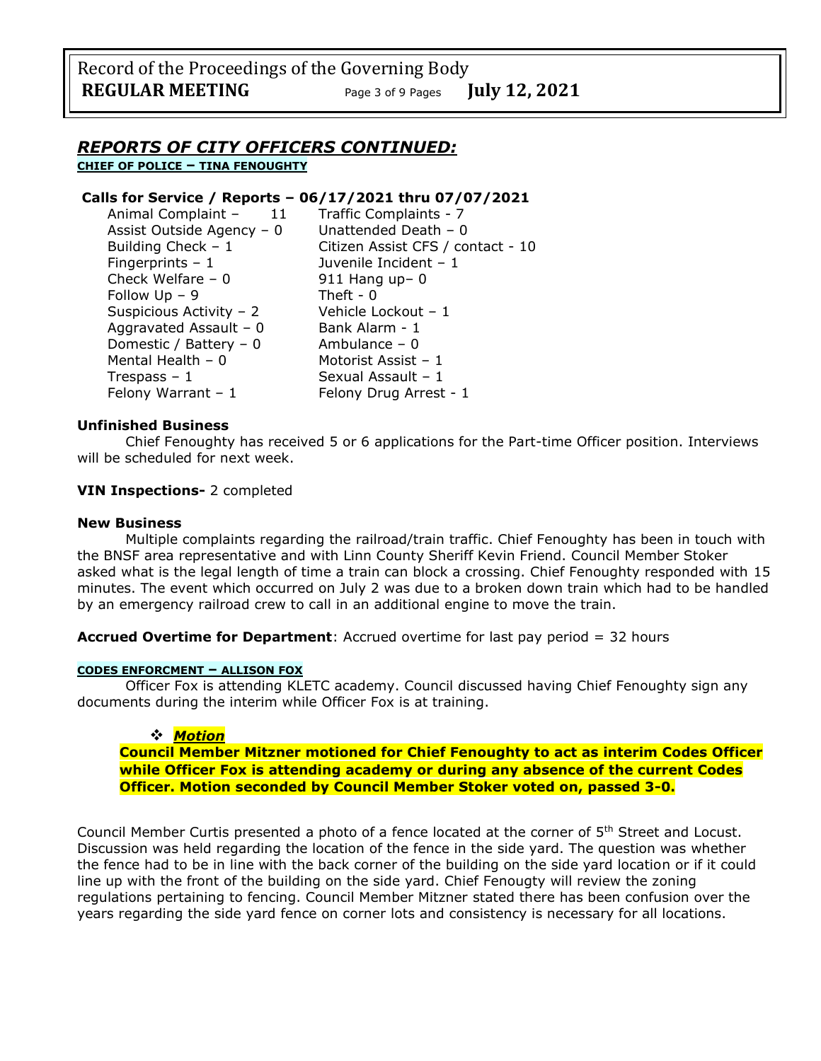## *REPORTS OF CITY OFFICERS CONTINUED:*

**CHIEF OF POLICE – TINA FENOUGHTY**

### Calls for Service / Reports – 06/17/2021 thru 07/07/2021

| | |
|---|---|
| Animal Complaint – 11 | Traffic Complaints - 7 |
| Assist Outside Agency – 0 | Unattended Death – 0 |
| Building Check – 1 | Citizen Assist CFS / contact - 10 |
| Fingerprints – 1 | Juvenile Incident – 1 |
| Check Welfare – 0 | 911 Hang up– 0 |
| Follow Up – 9 | Theft - 0 |
| Suspicious Activity – 2 | Vehicle Lockout – 1 |
| Aggravated Assault – 0 | Bank Alarm - 1 |
| Domestic / Battery – 0 | Ambulance – 0 |
| Mental Health – 0 | Motorist Assist – 1 |
| Trespass – 1 | Sexual Assault – 1 |
| Felony Warrant – 1 | Felony Drug Arrest - 1 |

**Unfinished Business**

Chief Fenoughty has received 5 or 6 applications for the Part-time Officer position. Interviews will be scheduled for next week.

**VIN Inspections-** 2 completed

**New Business**

Multiple complaints regarding the railroad/train traffic. Chief Fenoughty has been in touch with the BNSF area representative and with Linn County Sheriff Kevin Friend. Council Member Stoker asked what is the legal length of time a train can block a crossing. Chief Fenoughty responded with 15 minutes. The event which occurred on July 2 was due to a broken down train which had to be handled by an emergency railroad crew to call in an additional engine to move the train.

**Accrued Overtime for Department**: Accrued overtime for last pay period = 32 hours

**CODES ENFORCMENT – ALLISON FOX**

Officer Fox is attending KLETC academy. Council discussed having Chief Fenoughty sign any documents during the interim while Officer Fox is at training.

- ***Motion***

**Council Member Mitzner motioned for Chief Fenoughty to act as interim Codes Officer while Officer Fox is attending academy or during any absence of the current Codes Officer. Motion seconded by Council Member Stoker voted on, passed 3-0.**

Council Member Curtis presented a photo of a fence located at the corner of 5th Street and Locust. Discussion was held regarding the location of the fence in the side yard. The question was whether the fence had to be in line with the back corner of the building on the side yard location or if it could line up with the front of the building on the side yard. Chief Fenougty will review the zoning regulations pertaining to fencing. Council Member Mitzner stated there has been confusion over the years regarding the side yard fence on corner lots and consistency is necessary for all locations.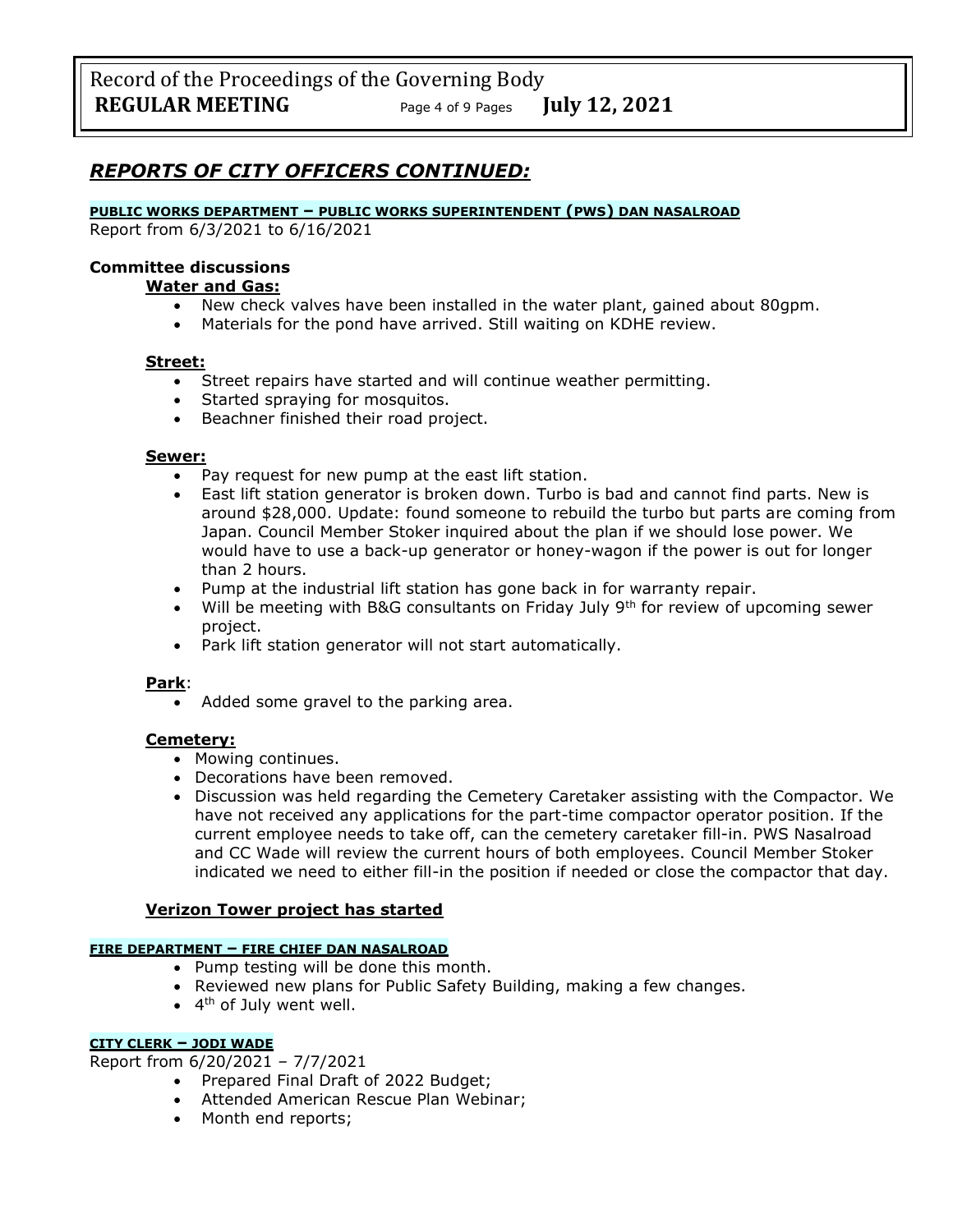## *REPORTS OF CITY OFFICERS CONTINUED:*

**PUBLIC WORKS DEPARTMENT – PUBLIC WORKS SUPERINTENDENT (PWS) DAN NASALROAD**

Report from 6/3/2021 to 6/16/2021

**Committee discussions**

**Water and Gas:**

- New check valves have been installed in the water plant, gained about 80gpm.
- Materials for the pond have arrived. Still waiting on KDHE review.

**Street:**

- Street repairs have started and will continue weather permitting.
- Started spraying for mosquitos.
- Beachner finished their road project.

**Sewer:**

- Pay request for new pump at the east lift station.
- East lift station generator is broken down. Turbo is bad and cannot find parts. New is around $28,000. Update: found someone to rebuild the turbo but parts are coming from Japan. Council Member Stoker inquired about the plan if we should lose power. We would have to use a back-up generator or honey-wagon if the power is out for longer than 2 hours.
- Pump at the industrial lift station has gone back in for warranty repair.
- Will be meeting with B&G consultants on Friday July 9th for review of upcoming sewer project.
- Park lift station generator will not start automatically.

**Park**:

- Added some gravel to the parking area.

**Cemetery:**

- Mowing continues.
- Decorations have been removed.
- Discussion was held regarding the Cemetery Caretaker assisting with the Compactor. We have not received any applications for the part-time compactor operator position. If the current employee needs to take off, can the cemetery caretaker fill-in. PWS Nasalroad and CC Wade will review the current hours of both employees. Council Member Stoker indicated we need to either fill-in the position if needed or close the compactor that day.

**Verizon Tower project has started**

**FIRE DEPARTMENT – FIRE CHIEF DAN NASALROAD**

- Pump testing will be done this month.
- Reviewed new plans for Public Safety Building, making a few changes.
- 4th of July went well.

**CITY CLERK – JODI WADE**

Report from 6/20/2021 – 7/7/2021

- Prepared Final Draft of 2022 Budget;
- Attended American Rescue Plan Webinar;
- Month end reports;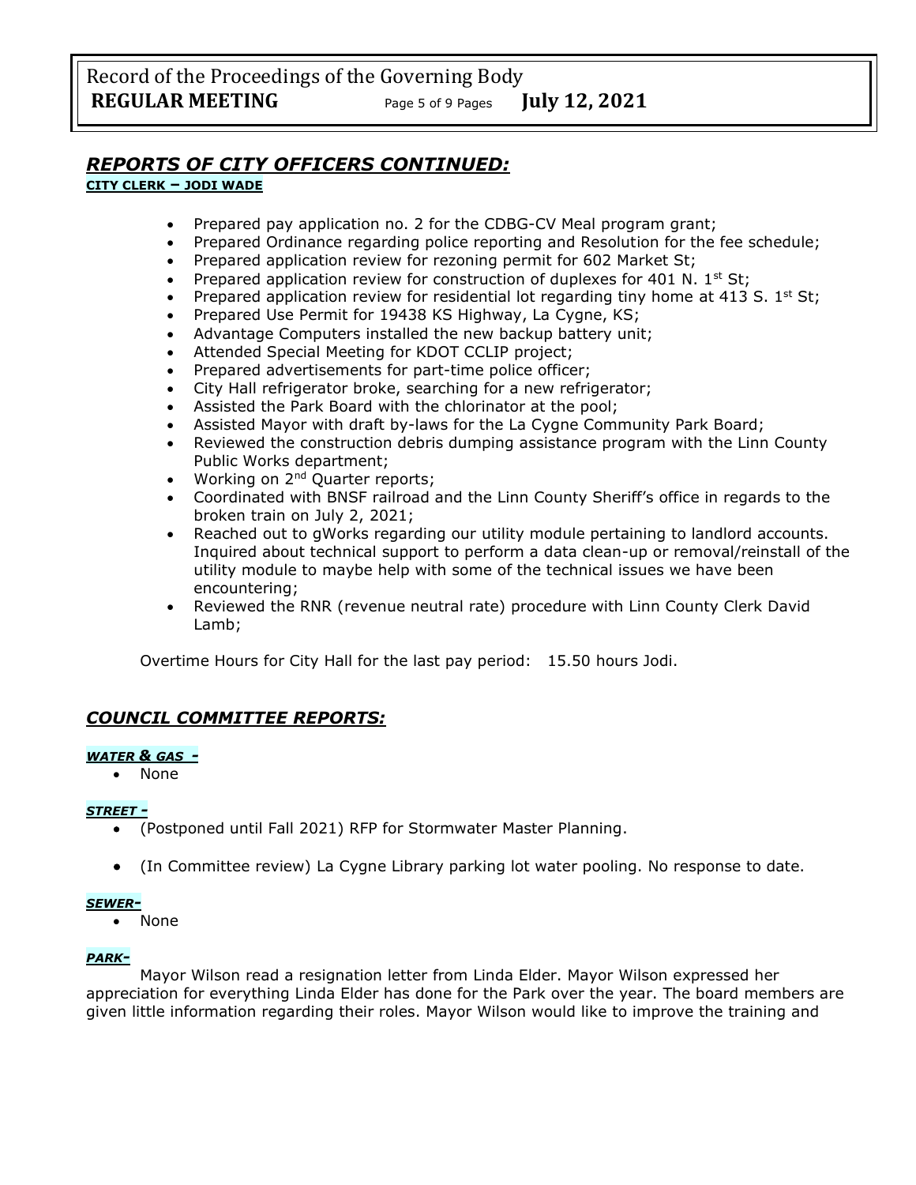## *REPORTS OF CITY OFFICERS CONTINUED:*

**CITY CLERK – JODI WADE**

- Prepared pay application no. 2 for the CDBG-CV Meal program grant;
- Prepared Ordinance regarding police reporting and Resolution for the fee schedule;
- Prepared application review for rezoning permit for 602 Market St;
- Prepared application review for construction of duplexes for 401 N. 1st St;
- Prepared application review for residential lot regarding tiny home at 413 S. 1st St;
- Prepared Use Permit for 19438 KS Highway, La Cygne, KS;
- Advantage Computers installed the new backup battery unit;
- Attended Special Meeting for KDOT CCLIP project;
- Prepared advertisements for part-time police officer;
- City Hall refrigerator broke, searching for a new refrigerator;
- Assisted the Park Board with the chlorinator at the pool;
- Assisted Mayor with draft by-laws for the La Cygne Community Park Board;
- Reviewed the construction debris dumping assistance program with the Linn County Public Works department;
- Working on 2nd Quarter reports;
- Coordinated with BNSF railroad and the Linn County Sheriff's office in regards to the broken train on July 2, 2021;
- Reached out to gWorks regarding our utility module pertaining to landlord accounts. Inquired about technical support to perform a data clean-up or removal/reinstall of the utility module to maybe help with some of the technical issues we have been encountering;
- Reviewed the RNR (revenue neutral rate) procedure with Linn County Clerk David Lamb;

Overtime Hours for City Hall for the last pay period: 15.50 hours Jodi.

## *COUNCIL COMMITTEE REPORTS:*

***WATER & GAS -***

- None

***STREET -***

- (Postponed until Fall 2021) RFP for Stormwater Master Planning.
- (In Committee review) La Cygne Library parking lot water pooling. No response to date.

***SEWER-***

- None

***PARK-***

Mayor Wilson read a resignation letter from Linda Elder. Mayor Wilson expressed her appreciation for everything Linda Elder has done for the Park over the year. The board members are given little information regarding their roles. Mayor Wilson would like to improve the training and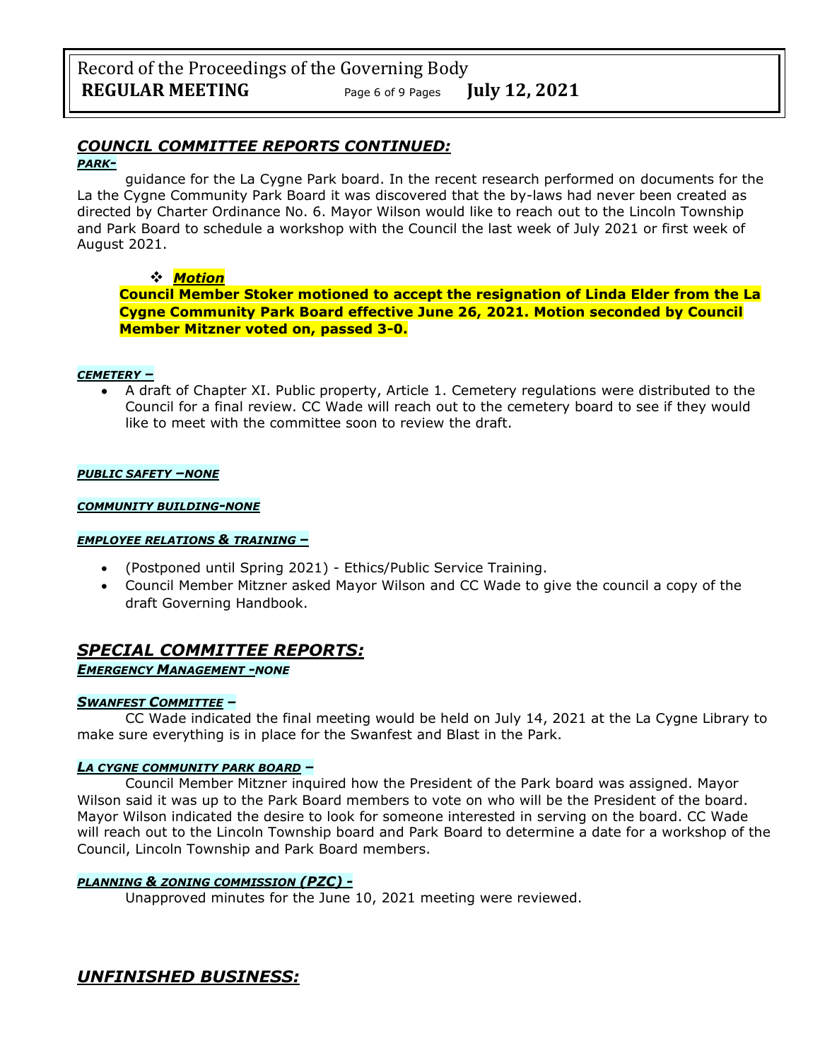## *COUNCIL COMMITTEE REPORTS CONTINUED:*

***PARK-***

guidance for the La Cygne Park board. In the recent research performed on documents for the La the Cygne Community Park Board it was discovered that the by-laws had never been created as directed by Charter Ordinance No. 6. Mayor Wilson would like to reach out to the Lincoln Township and Park Board to schedule a workshop with the Council the last week of July 2021 or first week of August 2021.

- ***Motion***

**Council Member Stoker motioned to accept the resignation of Linda Elder from the La Cygne Community Park Board effective June 26, 2021. Motion seconded by Council Member Mitzner voted on, passed 3-0.**

***CEMETERY –***

- A draft of Chapter XI. Public property, Article 1. Cemetery regulations were distributed to the Council for a final review. CC Wade will reach out to the cemetery board to see if they would like to meet with the committee soon to review the draft.

***PUBLIC SAFETY –NONE***

***COMMUNITY BUILDING-NONE***

***EMPLOYEE RELATIONS & TRAINING –***

- (Postponed until Spring 2021) - Ethics/Public Service Training.
- Council Member Mitzner asked Mayor Wilson and CC Wade to give the council a copy of the draft Governing Handbook.

## *SPECIAL COMMITTEE REPORTS:*

***EMERGENCY MANAGEMENT -NONE***

***SWANFEST COMMITTEE –***

CC Wade indicated the final meeting would be held on July 14, 2021 at the La Cygne Library to make sure everything is in place for the Swanfest and Blast in the Park.

***LA CYGNE COMMUNITY PARK BOARD –***

Council Member Mitzner inquired how the President of the Park board was assigned. Mayor Wilson said it was up to the Park Board members to vote on who will be the President of the board. Mayor Wilson indicated the desire to look for someone interested in serving on the board. CC Wade will reach out to the Lincoln Township board and Park Board to determine a date for a workshop of the Council, Lincoln Township and Park Board members.

***PLANNING & ZONING COMMISSION (PZC) -***

Unapproved minutes for the June 10, 2021 meeting were reviewed.

## *UNFINISHED BUSINESS:*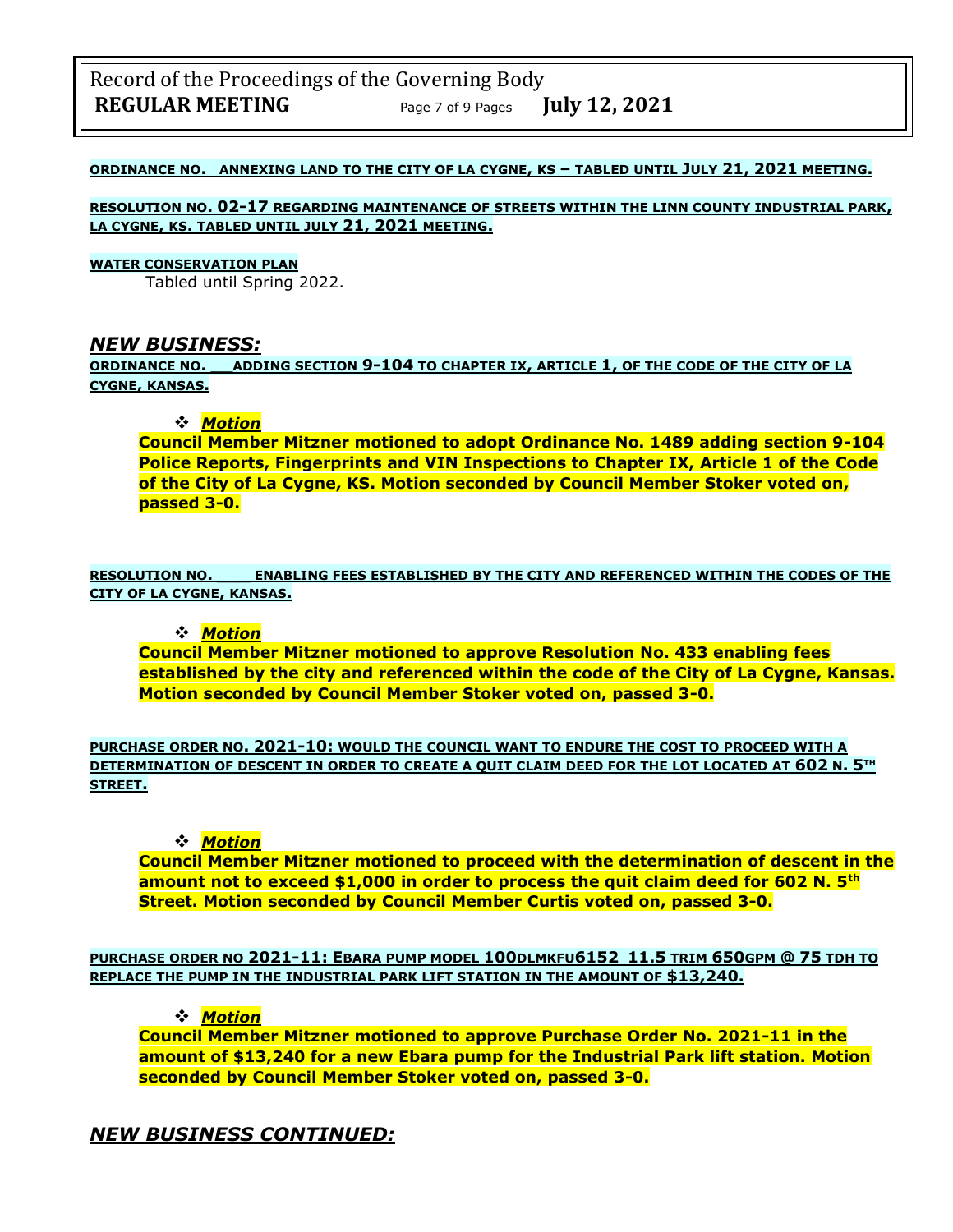**ORDINANCE NO. ANNEXING LAND TO THE CITY OF LA CYGNE, KS – TABLED UNTIL JULY 21, 2021 MEETING.**

**RESOLUTION NO. 02-17 REGARDING MAINTENANCE OF STREETS WITHIN THE LINN COUNTY INDUSTRIAL PARK, LA CYGNE, KS. TABLED UNTIL JULY 21, 2021 MEETING.**

**WATER CONSERVATION PLAN**

Tabled until Spring 2022.

## *NEW BUSINESS:*

**ORDINANCE NO. __ADDING SECTION 9-104 TO CHAPTER IX, ARTICLE 1, OF THE CODE OF THE CITY OF LA CYGNE, KANSAS.**

- ***Motion***

**Council Member Mitzner motioned to adopt Ordinance No. 1489 adding section 9-104 Police Reports, Fingerprints and VIN Inspections to Chapter IX, Article 1 of the Code of the City of La Cygne, KS. Motion seconded by Council Member Stoker voted on, passed 3-0.**

**RESOLUTION NO. ____ENABLING FEES ESTABLISHED BY THE CITY AND REFERENCED WITHIN THE CODES OF THE CITY OF LA CYGNE, KANSAS.**

- ***Motion***

**Council Member Mitzner motioned to approve Resolution No. 433 enabling fees established by the city and referenced within the code of the City of La Cygne, Kansas. Motion seconded by Council Member Stoker voted on, passed 3-0.**

**PURCHASE ORDER NO. 2021-10: WOULD THE COUNCIL WANT TO ENDURE THE COST TO PROCEED WITH A DETERMINATION OF DESCENT IN ORDER TO CREATE A QUIT CLAIM DEED FOR THE LOT LOCATED AT 602 N. 5TH STREET.**

- ***Motion***

**Council Member Mitzner motioned to proceed with the determination of descent in the amount not to exceed $1,000 in order to process the quit claim deed for 602 N. 5th Street. Motion seconded by Council Member Curtis voted on, passed 3-0.**

**PURCHASE ORDER NO 2021-11: EBARA PUMP MODEL 100DLMKFU6152 11.5 TRIM 650GPM @ 75 TDH TO REPLACE THE PUMP IN THE INDUSTRIAL PARK LIFT STATION IN THE AMOUNT OF $13,240.**

- ***Motion***

**Council Member Mitzner motioned to approve Purchase Order No. 2021-11 in the amount of $13,240 for a new Ebara pump for the Industrial Park lift station. Motion seconded by Council Member Stoker voted on, passed 3-0.**

## *NEW BUSINESS CONTINUED:*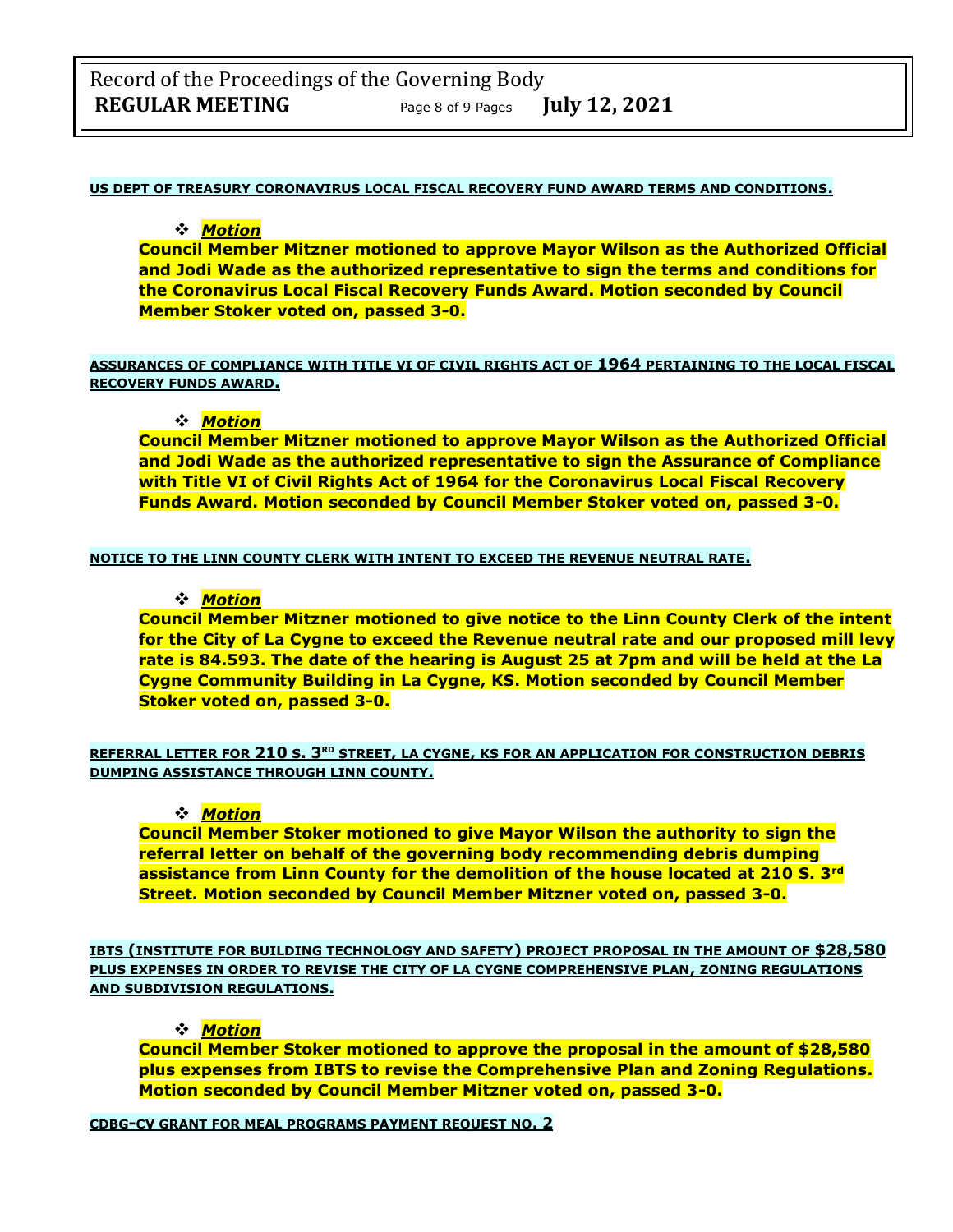**US DEPT OF TREASURY CORONAVIRUS LOCAL FISCAL RECOVERY FUND AWARD TERMS AND CONDITIONS.**

❖ ***Motion***

**Council Member Mitzner motioned to approve Mayor Wilson as the Authorized Official and Jodi Wade as the authorized representative to sign the terms and conditions for the Coronavirus Local Fiscal Recovery Funds Award. Motion seconded by Council Member Stoker voted on, passed 3-0.**

**ASSURANCES OF COMPLIANCE WITH TITLE VI OF CIVIL RIGHTS ACT OF 1964 PERTAINING TO THE LOCAL FISCAL RECOVERY FUNDS AWARD.**

❖ ***Motion***

**Council Member Mitzner motioned to approve Mayor Wilson as the Authorized Official and Jodi Wade as the authorized representative to sign the Assurance of Compliance with Title VI of Civil Rights Act of 1964 for the Coronavirus Local Fiscal Recovery Funds Award. Motion seconded by Council Member Stoker voted on, passed 3-0.**

**NOTICE TO THE LINN COUNTY CLERK WITH INTENT TO EXCEED THE REVENUE NEUTRAL RATE.**

❖ ***Motion***

**Council Member Mitzner motioned to give notice to the Linn County Clerk of the intent for the City of La Cygne to exceed the Revenue neutral rate and our proposed mill levy rate is 84.593. The date of the hearing is August 25 at 7pm and will be held at the La Cygne Community Building in La Cygne, KS. Motion seconded by Council Member Stoker voted on, passed 3-0.**

**REFERRAL LETTER FOR 210 S. 3RD STREET, LA CYGNE, KS FOR AN APPLICATION FOR CONSTRUCTION DEBRIS DUMPING ASSISTANCE THROUGH LINN COUNTY.**

❖ ***Motion***

**Council Member Stoker motioned to give Mayor Wilson the authority to sign the referral letter on behalf of the governing body recommending debris dumping assistance from Linn County for the demolition of the house located at 210 S. 3rd Street. Motion seconded by Council Member Mitzner voted on, passed 3-0.**

**IBTS (INSTITUTE FOR BUILDING TECHNOLOGY AND SAFETY) PROJECT PROPOSAL IN THE AMOUNT OF $28,580 PLUS EXPENSES IN ORDER TO REVISE THE CITY OF LA CYGNE COMPREHENSIVE PLAN, ZONING REGULATIONS AND SUBDIVISION REGULATIONS.**

❖ ***Motion***

**Council Member Stoker motioned to approve the proposal in the amount of $28,580 plus expenses from IBTS to revise the Comprehensive Plan and Zoning Regulations. Motion seconded by Council Member Mitzner voted on, passed 3-0.**

**CDBG-CV GRANT FOR MEAL PROGRAMS PAYMENT REQUEST NO. 2**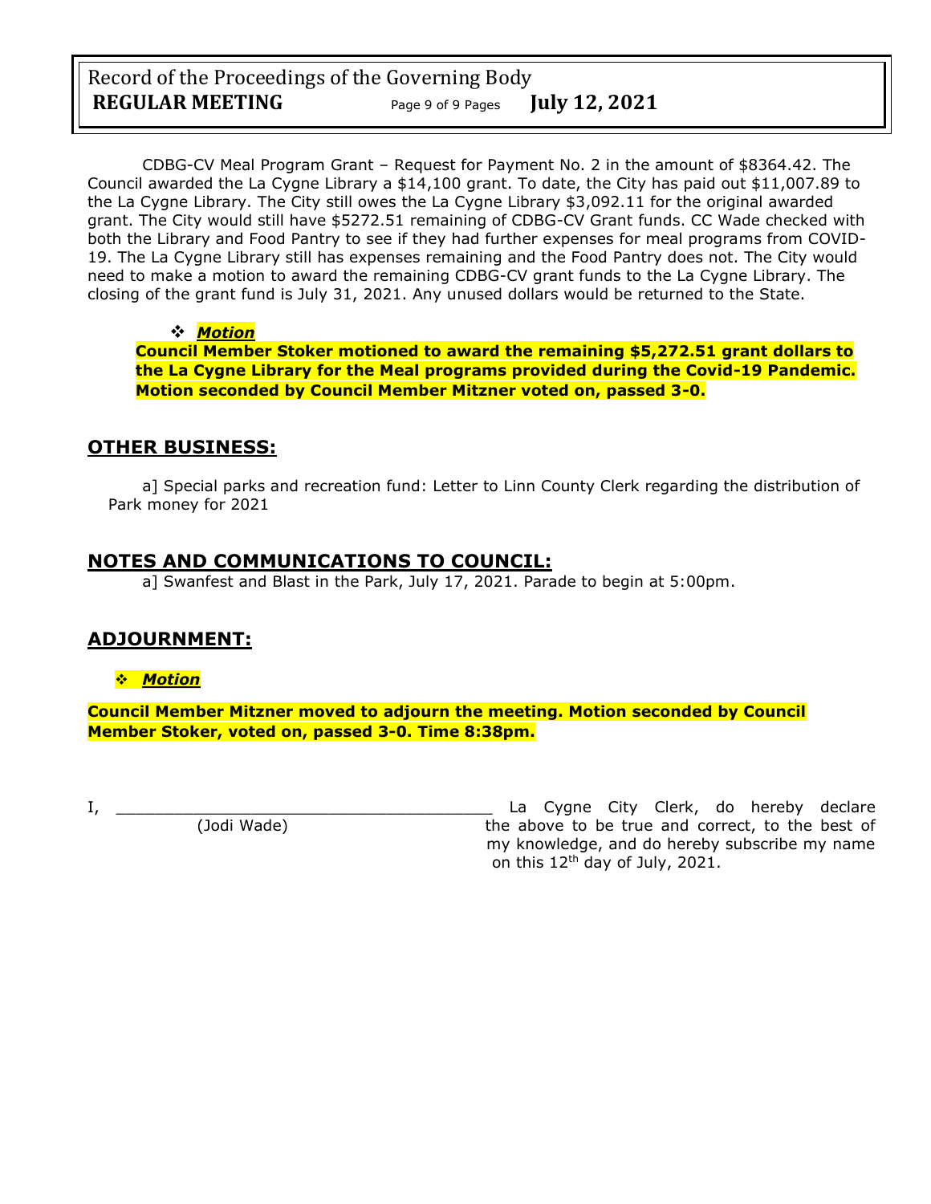CDBG-CV Meal Program Grant – Request for Payment No. 2 in the amount of $8364.42. The Council awarded the La Cygne Library a $14,100 grant. To date, the City has paid out $11,007.89 to the La Cygne Library. The City still owes the La Cygne Library $3,092.11 for the original awarded grant. The City would still have $5272.51 remaining of CDBG-CV Grant funds. CC Wade checked with both the Library and Food Pantry to see if they had further expenses for meal programs from COVID-19. The La Cygne Library still has expenses remaining and the Food Pantry does not. The City would need to make a motion to award the remaining CDBG-CV grant funds to the La Cygne Library. The closing of the grant fund is July 31, 2021. Any unused dollars would be returned to the State.

❖ ***Motion***

**Council Member Stoker motioned to award the remaining $5,272.51 grant dollars to the La Cygne Library for the Meal programs provided during the Covid-19 Pandemic. Motion seconded by Council Member Mitzner voted on, passed 3-0.**

## OTHER BUSINESS:

a] Special parks and recreation fund: Letter to Linn County Clerk regarding the distribution of Park money for 2021

## NOTES AND COMMUNICATIONS TO COUNCIL:

a] Swanfest and Blast in the Park, July 17, 2021. Parade to begin at 5:00pm.

## ADJOURNMENT:

❖ ***Motion***

**Council Member Mitzner moved to adjourn the meeting. Motion seconded by Council Member Stoker, voted on, passed 3-0. Time 8:38pm.**

I, ______________________________________ La Cygne City Clerk, do hereby declare the above to be true and correct, to the best of my knowledge, and do hereby subscribe my name on this 12th day of July, 2021.

(Jodi Wade)